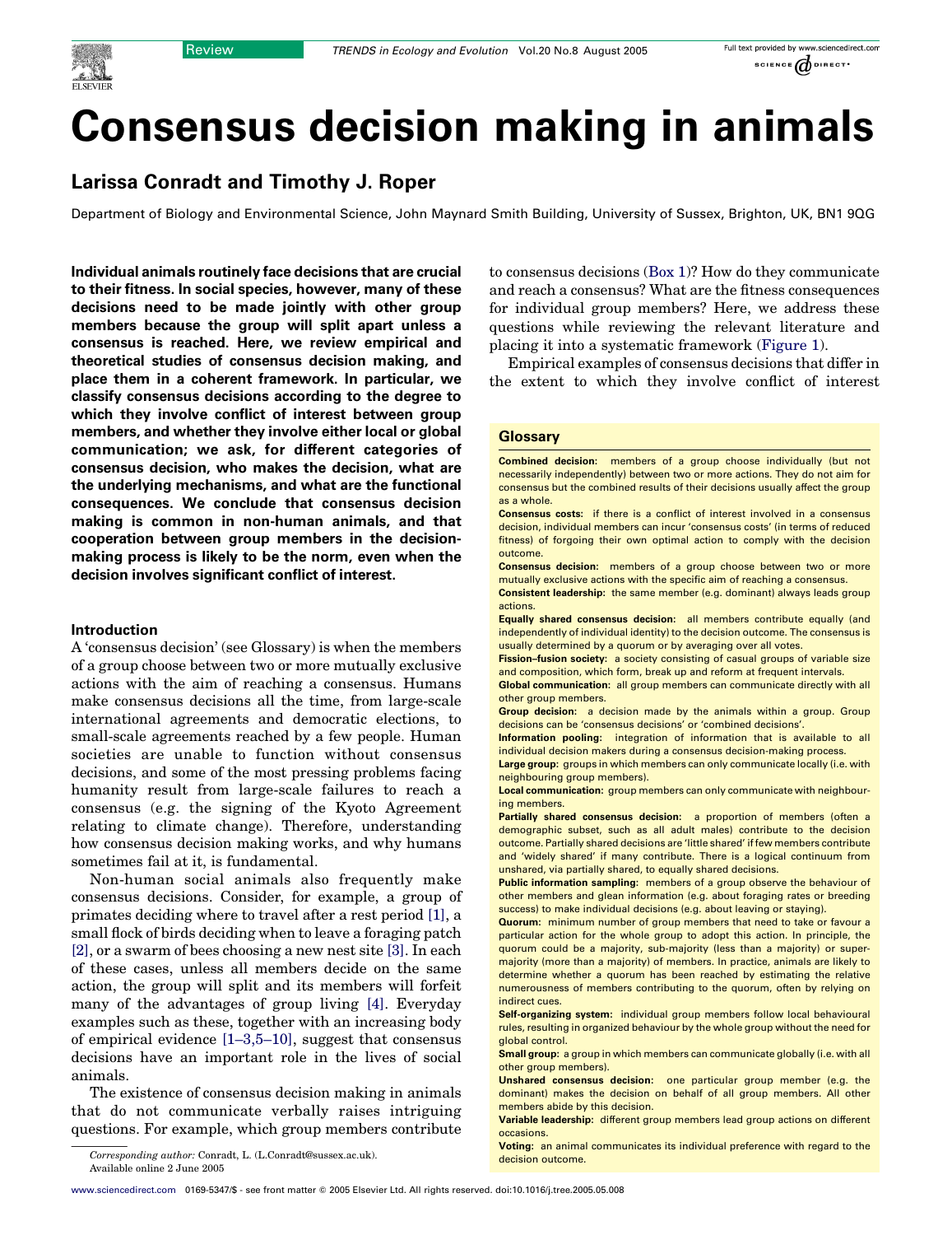# Consensus decision making in animals

## Larissa Conradt and Timothy J. Roper

Department of Biology and Environmental Science, John Maynard Smith Building, University of Sussex, Brighton, UK, BN1 9QG

**Individual animals routinely face decisions that are crucial to their fitness. In social species, however, many of these decisions need to be made jointly with other group members because the group will split apart unless a consensus is reached. Here, we review empirical and theoretical studies of consensus decision making, and place them in a coherent framework. In particular, we classify consensus decisions according to the degree to which they involve conflict of interest between group members, and whether they involve either local or global communication; we ask, for different categories of consensus decision, who makes the decision, what are the underlying mechanisms, and what are the functional consequences. We conclude that consensus decision making is common in non-human animals, and that cooperation between group members in the decision-making process is likely to be the norm, even when the decision involves significant conflict of interest.**

### Introduction

A 'consensus decision' (see Glossary) is when the members of a group choose between two or more mutually exclusive actions with the aim of reaching a consensus. Humans make consensus decisions all the time, from large-scale international agreements and democratic elections, to small-scale agreements reached by a few people. Human societies are unable to function without consensus decisions, and some of the most pressing problems facing humanity result from large-scale failures to reach a consensus (e.g. the signing of the Kyoto Agreement relating to climate change). Therefore, understanding how consensus decision making works, and why humans sometimes fail at it, is fundamental.

Non-human social animals also frequently make consensus decisions. Consider, for example, a group of primates deciding where to travel after a rest period [1], a small flock of birds deciding when to leave a foraging patch [2], or a swarm of bees choosing a new nest site [3]. In each of these cases, unless all members decide on the same action, the group will split and its members will forfeit many of the advantages of group living [4]. Everyday examples such as these, together with an increasing body of empirical evidence [1–3,5–10], suggest that consensus decisions have an important role in the lives of social animals.

The existence of consensus decision making in animals that do not communicate verbally raises intriguing questions. For example, which group members contribute to consensus decisions (Box 1)? How do they communicate and reach a consensus? What are the fitness consequences for individual group members? Here, we address these questions while reviewing the relevant literature and placing it into a systematic framework (Figure 1).

Empirical examples of consensus decisions that differ in the extent to which they involve conflict of interest

### Glossary

**Combined decision:** members of a group choose individually (but not necessarily independently) between two or more actions. They do not aim for consensus but the combined results of their decisions usually affect the group as a whole.

**Consensus costs:** if there is a conflict of interest involved in a consensus decision, individual members can incur 'consensus costs' (in terms of reduced fitness) of forgoing their own optimal action to comply with the decision outcome.

**Consensus decision:** members of a group choose between two or more mutually exclusive actions with the specific aim of reaching a consensus.

**Consistent leadership:** the same member (e.g. dominant) always leads group actions.

**Equally shared consensus decision:** all members contribute equally (and independently of individual identity) to the decision outcome. The consensus is usually determined by a quorum or by averaging over all votes.

**Fission–fusion society:** a society consisting of casual groups of variable size and composition, which form, break up and reform at frequent intervals.

**Global communication:** all group members can communicate directly with all other group members.

**Group decision:** a decision made by the animals within a group. Group decisions can be 'consensus decisions' or 'combined decisions'.

**Information pooling:** integration of information that is available to all individual decision makers during a consensus decision-making process.

**Large group:** groups in which members can only communicate locally (i.e. with neighbouring group members).

**Local communication:** group members can only communicate with neighbouring members.

**Partially shared consensus decision:** a proportion of members (often a demographic subset, such as all adult males) contribute to the decision outcome. Partially shared decisions are 'little shared' if few members contribute and 'widely shared' if many contribute. There is a logical continuum from unshared, via partially shared, to equally shared decisions.

**Public information sampling:** members of a group observe the behaviour of other members and glean information (e.g. about foraging rates or breeding success) to make individual decisions (e.g. about leaving or staying).

**Quorum:** minimum number of group members that need to take or favour a particular action for the whole group to adopt this action. In principle, the quorum could be a majority, sub-majority (less than a majority) or super-majority (more than a majority) of members. In practice, animals are likely to determine whether a quorum has been reached by estimating the relative numerousness of members contributing to the quorum, often by relying on indirect cues.

**Self-organizing system:** individual group members follow local behavioural rules, resulting in organized behaviour by the whole group without the need for global control.

**Small group:** a group in which members can communicate globally (i.e. with all other group members).

**Unshared consensus decision:** one particular group member (e.g. the dominant) makes the decision on behalf of all group members. All other members abide by this decision.

**Variable leadership:** different group members lead group actions on different occasions.

**Voting:** an animal communicates its individual preference with regard to the decision outcome.

*Corresponding author:* Conradt, L. (L.Conradt@sussex.ac.uk).
Available online 2 June 2005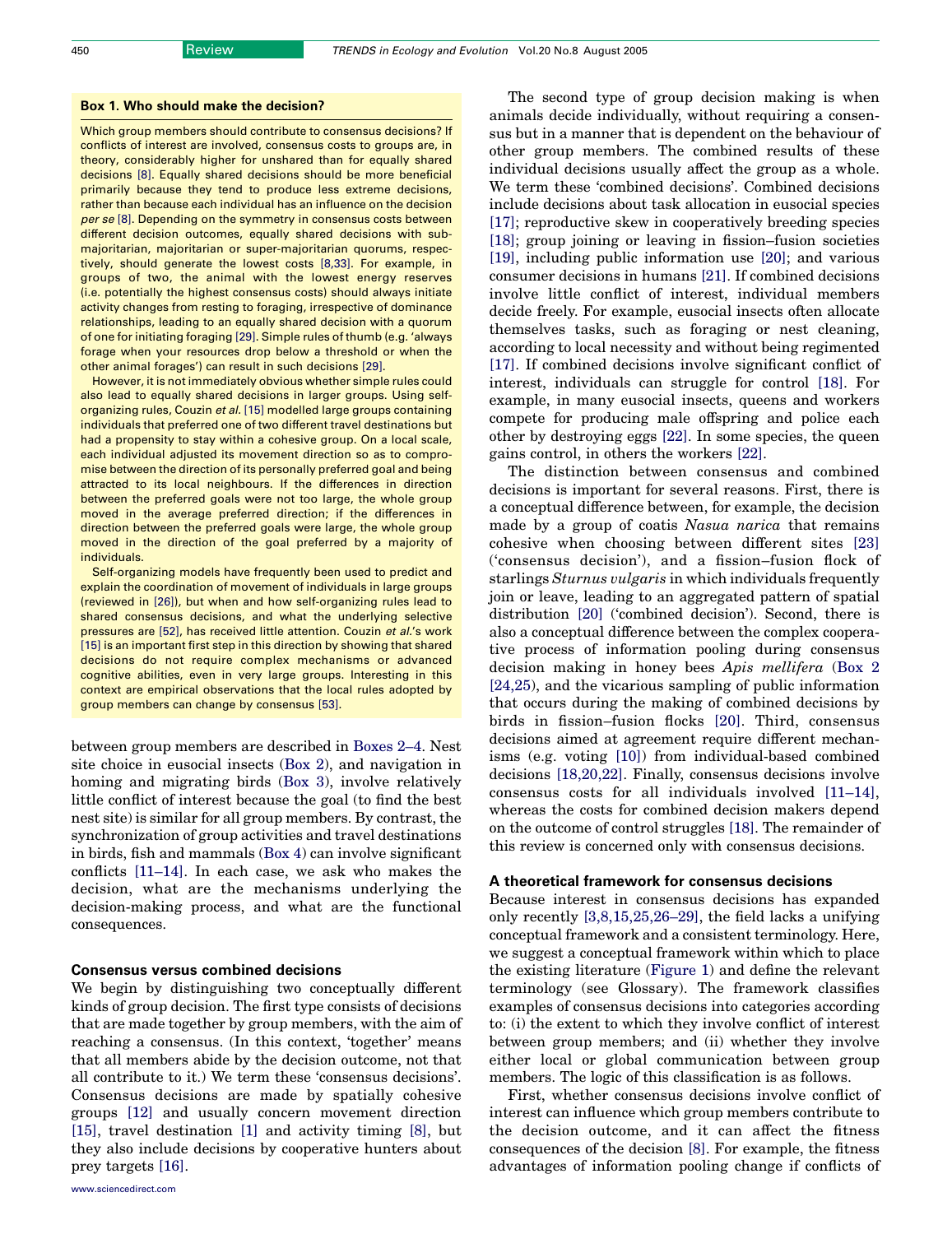### Box 1. Who should make the decision?

Which group members should contribute to consensus decisions? If conflicts of interest are involved, consensus costs to groups are, in theory, considerably higher for unshared than for equally shared decisions [8]. Equally shared decisions should be more beneficial primarily because they tend to produce less extreme decisions, rather than because each individual has an influence on the decision *per se* [8]. Depending on the symmetry in consensus costs between different decision outcomes, equally shared decisions with sub-majoritarian, majoritarian or super-majoritarian quorums, respectively, should generate the lowest costs [8,33]. For example, in groups of two, the animal with the lowest energy reserves (i.e. potentially the highest consensus costs) should always initiate activity changes from resting to foraging, irrespective of dominance relationships, leading to an equally shared decision with a quorum of one for initiating foraging [29]. Simple rules of thumb (e.g. 'always forage when your resources drop below a threshold or when the other animal forages') can result in such decisions [29].

However, it is not immediately obvious whether simple rules could also lead to equally shared decisions in larger groups. Using self-organizing rules, Couzin *et al.* [15] modelled large groups containing individuals that preferred one of two different travel destinations but had a propensity to stay within a cohesive group. On a local scale, each individual adjusted its movement direction so as to compromise between the direction of its personally preferred goal and being attracted to its local neighbours. If the differences in direction between the preferred goals were not too large, the whole group moved in the average preferred direction; if the differences in direction between the preferred goals were large, the whole group moved in the direction of the goal preferred by a majority of individuals.

Self-organizing models have frequently been used to predict and explain the coordination of movement of individuals in large groups (reviewed in [26]), but when and how self-organizing rules lead to shared consensus decisions, and what the underlying selective pressures are [52], has received little attention. Couzin *et al.*'s work [15] is an important first step in this direction by showing that shared decisions do not require complex mechanisms or advanced cognitive abilities, even in very large groups. Interesting in this context are empirical observations that the local rules adopted by group members can change by consensus [53].

between group members are described in Boxes 2–4. Nest site choice in eusocial insects (Box 2), and navigation in homing and migrating birds (Box 3), involve relatively little conflict of interest because the goal (to find the best nest site) is similar for all group members. By contrast, the synchronization of group activities and travel destinations in birds, fish and mammals (Box 4) can involve significant conflicts [11–14]. In each case, we ask who makes the decision, what are the mechanisms underlying the decision-making process, and what are the functional consequences.

## Consensus versus combined decisions

We begin by distinguishing two conceptually different kinds of group decision. The first type consists of decisions that are made together by group members, with the aim of reaching a consensus. (In this context, 'together' means that all members abide by the decision outcome, not that all contribute to it.) We term these 'consensus decisions'. Consensus decisions are made by spatially cohesive groups [12] and usually concern movement direction [15], travel destination [1] and activity timing [8], but they also include decisions by cooperative hunters about prey targets [16].

The second type of group decision making is when animals decide individually, without requiring a consensus but in a manner that is dependent on the behaviour of other group members. The combined results of these individual decisions usually affect the group as a whole. We term these 'combined decisions'. Combined decisions include decisions about task allocation in eusocial species [17]; reproductive skew in cooperatively breeding species [18]; group joining or leaving in fission–fusion societies [19], including public information use [20]; and various consumer decisions in humans [21]. If combined decisions involve little conflict of interest, individual members decide freely. For example, eusocial insects often allocate themselves tasks, such as foraging or nest cleaning, according to local necessity and without being regimented [17]. If combined decisions involve significant conflict of interest, individuals can struggle for control [18]. For example, in many eusocial insects, queens and workers compete for producing male offspring and police each other by destroying eggs [22]. In some species, the queen gains control, in others the workers [22].

The distinction between consensus and combined decisions is important for several reasons. First, there is a conceptual difference between, for example, the decision made by a group of coatis *Nasua narica* that remains cohesive when choosing between different sites [23] ('consensus decision'), and a fission–fusion flock of starlings *Sturnus vulgaris* in which individuals frequently join or leave, leading to an aggregated pattern of spatial distribution [20] ('combined decision'). Second, there is also a conceptual difference between the complex cooperative process of information pooling during consensus decision making in honey bees *Apis mellifera* (Box 2 [24,25]), and the vicarious sampling of public information that occurs during the making of combined decisions by birds in fission–fusion flocks [20]. Third, consensus decisions aimed at agreement require different mechanisms (e.g. voting [10]) from individual-based combined decisions [18,20,22]. Finally, consensus decisions involve consensus costs for all individuals involved [11–14], whereas the costs for combined decision makers depend on the outcome of control struggles [18]. The remainder of this review is concerned only with consensus decisions.

## A theoretical framework for consensus decisions

Because interest in consensus decisions has expanded only recently [3,8,15,25,26–29], the field lacks a unifying conceptual framework and a consistent terminology. Here, we suggest a conceptual framework within which to place the existing literature (Figure 1) and define the relevant terminology (see Glossary). The framework classifies examples of consensus decisions into categories according to: (i) the extent to which they involve conflict of interest between group members; and (ii) whether they involve either local or global communication between group members. The logic of this classification is as follows.

First, whether consensus decisions involve conflict of interest can influence which group members contribute to the decision outcome, and it can affect the fitness consequences of the decision [8]. For example, the fitness advantages of information pooling change if conflicts of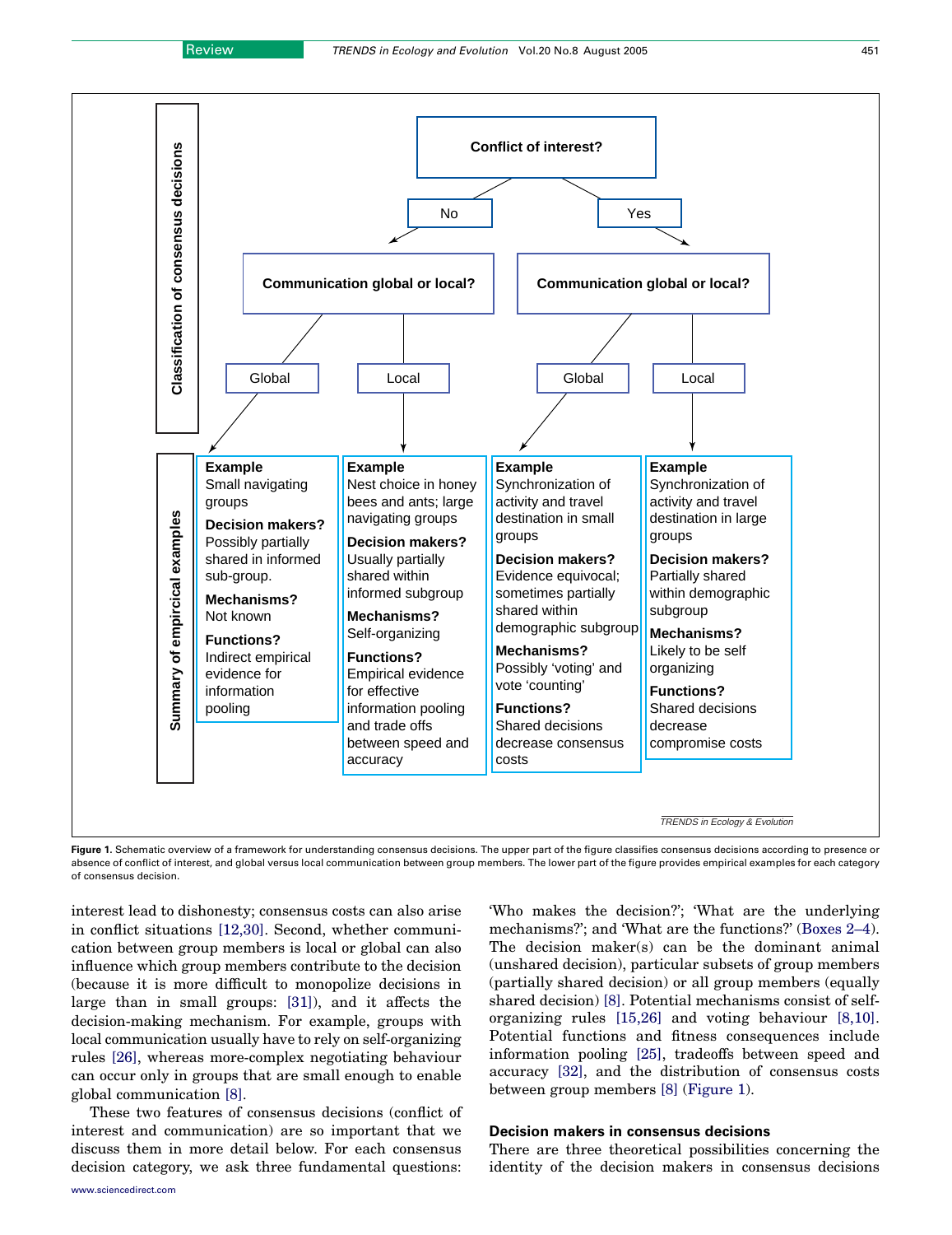**Classification of consensus decisions**

Conflict of interest?

- No → Communication global or local?
  - Global
  - Local
- Yes → Communication global or local?
  - Global
  - Local

**Summary of empirical examples**

| | No conflict, Global | No conflict, Local | Conflict, Global | Conflict, Local |
|---|---|---|---|---|
| **Example** | Small navigating groups | Nest choice in honey bees and ants; large navigating groups | Synchronization of activity and travel destination in small groups | Synchronization of activity and travel destination in large groups |
| **Decision makers?** | Possibly partially shared in informed sub-group. | Usually partially shared within informed subgroup | Evidence equivocal; sometimes partially shared within demographic subgroup | Partially shared within demographic subgroup |
| **Mechanisms?** | Not known | Self-organizing | Possibly 'voting' and vote 'counting' | Likely to be self organizing |
| **Functions?** | Indirect empirical evidence for information pooling | Empirical evidence for effective information pooling and trade offs between speed and accuracy | Shared decisions decrease consensus costs | Shared decisions decrease compromise costs |

Figure 1. Schematic overview of a framework for understanding consensus decisions. The upper part of the figure classifies consensus decisions according to presence or absence of conflict of interest, and global versus local communication between group members. The lower part of the figure provides empirical examples for each category of consensus decision.

interest lead to dishonesty; consensus costs can also arise in conflict situations [12,30]. Second, whether communication between group members is local or global can also influence which group members contribute to the decision (because it is more difficult to monopolize decisions in large than in small groups: [31]), and it affects the decision-making mechanism. For example, groups with local communication usually have to rely on self-organizing rules [26], whereas more-complex negotiating behaviour can occur only in groups that are small enough to enable global communication [8].

These two features of consensus decisions (conflict of interest and communication) are so important that we discuss them in more detail below. For each consensus decision category, we ask three fundamental questions: 'Who makes the decision?'; 'What are the underlying mechanisms?'; and 'What are the functions?' (Boxes 2–4). The decision maker(s) can be the dominant animal (unshared decision), particular subsets of group members (partially shared decision) or all group members (equally shared decision) [8]. Potential mechanisms consist of self-organizing rules [15,26] and voting behaviour [8,10]. Potential functions and fitness consequences include information pooling [25], tradeoffs between speed and accuracy [32], and the distribution of consensus costs between group members [8] (Figure 1).

## Decision makers in consensus decisions

There are three theoretical possibilities concerning the identity of the decision makers in consensus decisions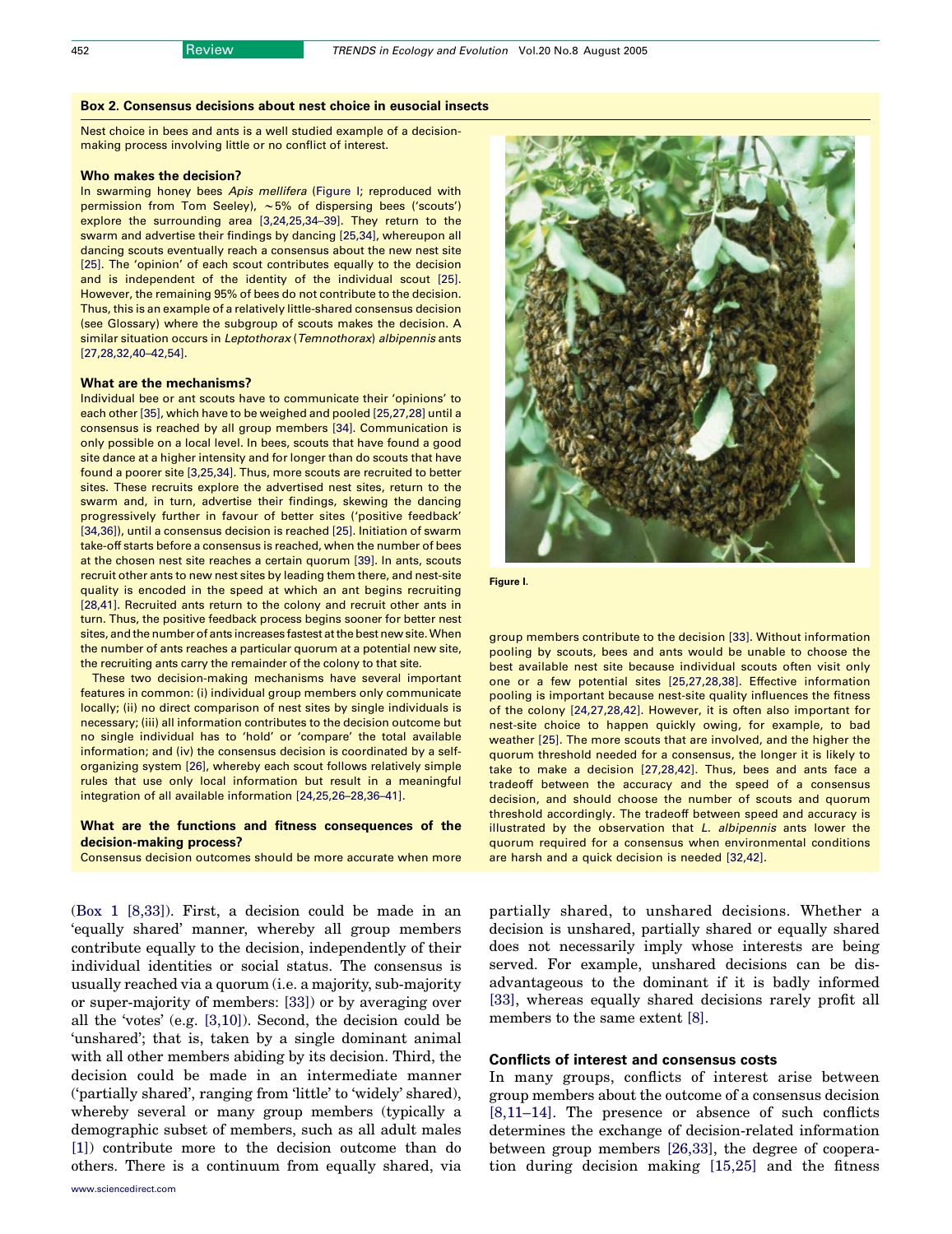## Box 2. Consensus decisions about nest choice in eusocial insects

Nest choice in bees and ants is a well studied example of a decision-making process involving little or no conflict of interest.

### Who makes the decision?

In swarming honey bees *Apis mellifera* (Figure I; reproduced with permission from Tom Seeley), ~5% of dispersing bees ('scouts') explore the surrounding area [3,24,25,34–39]. They return to the swarm and advertise their findings by dancing [25,34], whereupon all dancing scouts eventually reach a consensus about the new nest site [25]. The 'opinion' of each scout contributes equally to the decision and is independent of the identity of the individual scout [25]. However, the remaining 95% of bees do not contribute to the decision. Thus, this is an example of a relatively little-shared consensus decision (see Glossary) where the subgroup of scouts makes the decision. A similar situation occurs in *Leptothorax* (*Temnothorax*) *albipennis* ants [27,28,32,40–42,54].

### What are the mechanisms?

Individual bee or ant scouts have to communicate their 'opinions' to each other [35], which have to be weighed and pooled [25,27,28] until a consensus is reached by all group members [34]. Communication is only possible on a local level. In bees, scouts that have found a good site dance at a higher intensity and for longer than do scouts that have found a poorer site [3,25,34]. Thus, more scouts are recruited to better sites. These recruits explore the advertised nest sites, return to the swarm and, in turn, advertise their findings, skewing the dancing progressively further in favour of better sites ('positive feedback' [34,36]), until a consensus decision is reached [25]. Initiation of swarm take-off starts before a consensus is reached, when the number of bees at the chosen nest site reaches a certain quorum [39]. In ants, scouts recruit other ants to new nest sites by leading them there, and nest-site quality is encoded in the speed at which an ant begins recruiting [28,41]. Recruited ants return to the colony and recruit other ants in turn. Thus, the positive feedback process begins sooner for better nest sites, and the number of ants increases fastest at the best new site. When the number of ants reaches a particular quorum at a potential new site, the recruiting ants carry the remainder of the colony to that site.

These two decision-making mechanisms have several important features in common: (i) individual group members only communicate locally; (ii) no direct comparison of nest sites by single individuals is necessary; (iii) all information contributes to the decision outcome but no single individual has to 'hold' or 'compare' the total available information; and (iv) the consensus decision is coordinated by a self-organizing system [26], whereby each scout follows relatively simple rules that use only local information but result in a meaningful integration of all available information [24,25,26–28,36–41].

### What are the functions and fitness consequences of the decision-making process?

Consensus decision outcomes should be more accurate when more group members contribute to the decision [33]. Without information pooling by scouts, bees and ants would be unable to choose the best available nest site because individual scouts often visit only one or a few potential sites [25,27,28,38]. Effective information pooling is important because nest-site quality influences the fitness of the colony [24,27,28,42]. However, it is often also important for nest-site choice to happen quickly owing, for example, to bad weather [25]. The more scouts that are involved, and the higher the quorum threshold needed for a consensus, the longer it is likely to take to make a decision [27,28,42]. Thus, bees and ants face a tradeoff between the accuracy and the speed of a consensus decision, and should choose the number of scouts and quorum threshold accordingly. The tradeoff between speed and accuracy is illustrated by the observation that *L. albipennis* ants lower the quorum required for a consensus when environmental conditions are harsh and a quick decision is needed [32,42].

Figure I.

(Box 1 [8,33]). First, a decision could be made in an 'equally shared' manner, whereby all group members contribute equally to the decision, independently of their individual identities or social status. The consensus is usually reached via a quorum (i.e. a majority, sub-majority or super-majority of members: [33]) or by averaging over all the 'votes' (e.g. [3,10]). Second, the decision could be 'unshared'; that is, taken by a single dominant animal with all other members abiding by its decision. Third, the decision could be made in an intermediate manner ('partially shared', ranging from 'little' to 'widely' shared), whereby several or many group members (typically a demographic subset of members, such as all adult males [1]) contribute more to the decision outcome than do others. There is a continuum from equally shared, via partially shared, to unshared decisions. Whether a decision is unshared, partially shared or equally shared does not necessarily imply whose interests are being served. For example, unshared decisions can be disadvantageous to the dominant if it is badly informed [33], whereas equally shared decisions rarely profit all members to the same extent [8].

## Conflicts of interest and consensus costs

In many groups, conflicts of interest arise between group members about the outcome of a consensus decision [8,11–14]. The presence or absence of such conflicts determines the exchange of decision-related information between group members [26,33], the degree of cooperation during decision making [15,25] and the fitness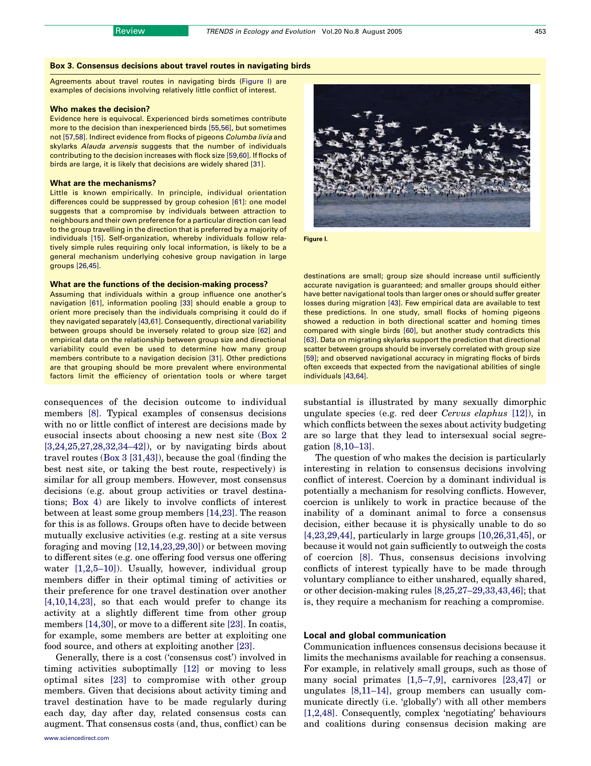### Box 3. Consensus decisions about travel routes in navigating birds

Agreements about travel routes in navigating birds (Figure I) are examples of decisions involving relatively little conflict of interest.

#### Who makes the decision?

Evidence here is equivocal. Experienced birds sometimes contribute more to the decision than inexperienced birds [55,56], but sometimes not [57,58]. Indirect evidence from flocks of pigeons *Columba livia* and skylarks *Alauda arvensis* suggests that the number of individuals contributing to the decision increases with flock size [59,60]. If flocks of birds are large, it is likely that decisions are widely shared [31].

#### What are the mechanisms?

Little is known empirically. In principle, individual orientation differences could be suppressed by group cohesion [61]: one model suggests that a compromise by individuals between attraction to neighbours and their own preference for a particular direction can lead to the group travelling in the direction that is preferred by a majority of individuals [15]. Self-organization, whereby individuals follow relatively simple rules requiring only local information, is likely to be a general mechanism underlying cohesive group navigation in large groups [26,45].

#### What are the functions of the decision-making process?

Assuming that individuals within a group influence one another's navigation [61], information pooling [33] should enable a group to orient more precisely than the individuals comprising it could do if they navigated separately [43,61]. Consequently, directional variability between groups should be inversely related to group size [62] and empirical data on the relationship between group size and directional variability could even be used to determine how many group members contribute to a navigation decision [31]. Other predictions are that grouping should be more prevalent where environmental factors limit the efficiency of orientation tools or where target destinations are small; group size should increase until sufficiently accurate navigation is guaranteed; and smaller groups should either have better navigational tools than larger ones or should suffer greater losses during migration [43]. Few empirical data are available to test these predictions. In one study, small flocks of homing pigeons showed a reduction in both directional scatter and homing times compared with single birds [60], but another study contradicts this [63]. Data on migrating skylarks support the prediction that directional scatter between groups should be inversely correlated with group size [59]; and observed navigational accuracy in migrating flocks of birds often exceeds that expected from the navigational abilities of single individuals [43,64].

Figure I.

consequences of the decision outcome to individual members [8]. Typical examples of consensus decisions with no or little conflict of interest are decisions made by eusocial insects about choosing a new nest site (Box 2 [3,24,25,27,28,32,34–42]), or by navigating birds about travel routes (Box 3 [31,43]), because the goal (finding the best nest site, or taking the best route, respectively) is similar for all group members. However, most consensus decisions (e.g. about group activities or travel destinations; Box 4) are likely to involve conflicts of interest between at least some group members [14,23]. The reason for this is as follows. Groups often have to decide between mutually exclusive activities (e.g. resting at a site versus foraging and moving [12,14,23,29,30]) or between moving to different sites (e.g. one offering food versus one offering water [1,2,5–10]). Usually, however, individual group members differ in their optimal timing of activities or their preference for one travel destination over another [4,10,14,23], so that each would prefer to change its activity at a slightly different time from other group members [14,30], or move to a different site [23]. In coatis, for example, some members are better at exploiting one food source, and others at exploiting another [23].

Generally, there is a cost ('consensus cost') involved in timing activities suboptimally [12] or moving to less optimal sites [23] to compromise with other group members. Given that decisions about activity timing and travel destination have to be made regularly during each day, day after day, related consensus costs can augment. That consensus costs (and, thus, conflict) can be substantial is illustrated by many sexually dimorphic ungulate species (e.g. red deer *Cervus elaphus* [12]), in which conflicts between the sexes about activity budgeting are so large that they lead to intersexual social segregation [8,10–13].

The question of who makes the decision is particularly interesting in relation to consensus decisions involving conflict of interest. Coercion by a dominant individual is potentially a mechanism for resolving conflicts. However, coercion is unlikely to work in practice because of the inability of a dominant animal to force a consensus decision, either because it is physically unable to do so [4,23,29,44], particularly in large groups [10,26,31,45], or because it would not gain sufficiently to outweigh the costs of coercion [8]. Thus, consensus decisions involving conflicts of interest typically have to be made through voluntary compliance to either unshared, equally shared, or other decision-making rules [8,25,27–29,33,43,46]; that is, they require a mechanism for reaching a compromise.

## Local and global communication

Communication influences consensus decisions because it limits the mechanisms available for reaching a consensus. For example, in relatively small groups, such as those of many social primates [1,5–7,9], carnivores [23,47] or ungulates [8,11–14], group members can usually communicate directly (i.e. 'globally') with all other members [1,2,48]. Consequently, complex 'negotiating' behaviours and coalitions during consensus decision making are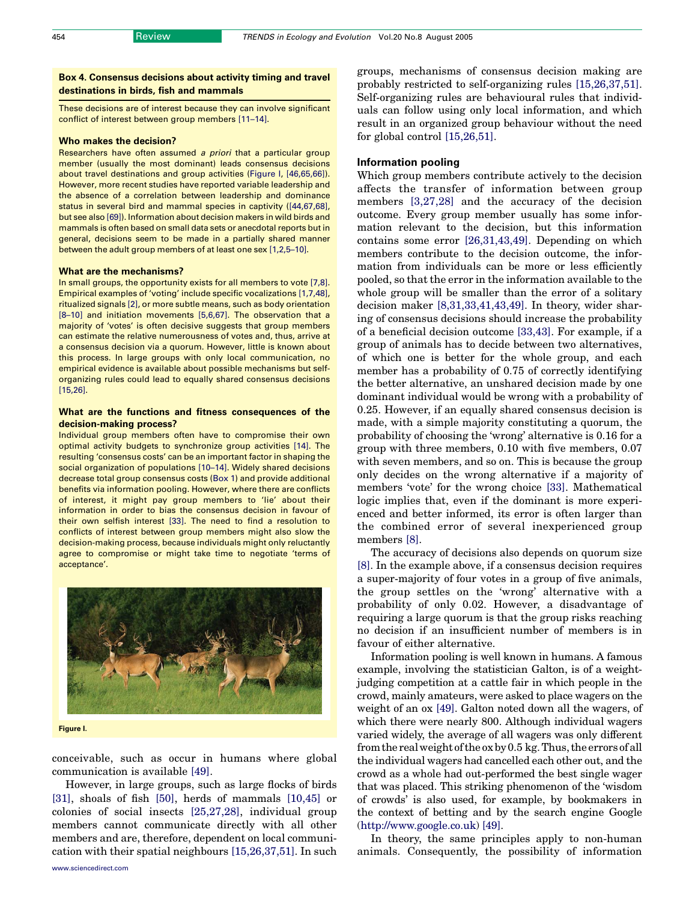## Box 4. Consensus decisions about activity timing and travel destinations in birds, fish and mammals

These decisions are of interest because they can involve significant conflict of interest between group members [11–14].

### Who makes the decision?

Researchers have often assumed *a priori* that a particular group member (usually the most dominant) leads consensus decisions about travel destinations and group activities (Figure I, [46,65,66]). However, more recent studies have reported variable leadership and the absence of a correlation between leadership and dominance status in several bird and mammal species in captivity ([44,67,68], but see also [69]). Information about decision makers in wild birds and mammals is often based on small data sets or anecdotal reports but in general, decisions seem to be made in a partially shared manner between the adult group members of at least one sex [1,2,5–10].

### What are the mechanisms?

In small groups, the opportunity exists for all members to vote [7,8]. Empirical examples of 'voting' include specific vocalizations [1,7,48], ritualized signals [2], or more subtle means, such as body orientation [8–10] and initiation movements [5,6,67]. The observation that a majority of 'votes' is often decisive suggests that group members can estimate the relative numerousness of votes and, thus, arrive at a consensus decision via a quorum. However, little is known about this process. In large groups with only local communication, no empirical evidence is available about possible mechanisms but self-organizing rules could lead to equally shared consensus decisions [15,26].

### What are the functions and fitness consequences of the decision-making process?

Individual group members often have to compromise their own optimal activity budgets to synchronize group activities [14]. The resulting 'consensus costs' can be an important factor in shaping the social organization of populations [10–14]. Widely shared decisions decrease total group consensus costs (Box 1) and provide additional benefits via information pooling. However, where there are conflicts of interest, it might pay group members to 'lie' about their information in order to bias the consensus decision in favour of their own selfish interest [33]. The need to find a resolution to conflicts of interest between group members might also slow the decision-making process, because individuals might only reluctantly agree to compromise or might take time to negotiate 'terms of acceptance'.

Figure I.

conceivable, such as occur in humans where global communication is available [49].

However, in large groups, such as large flocks of birds [31], shoals of fish [50], herds of mammals [10,45] or colonies of social insects [25,27,28], individual group members cannot communicate directly with all other members and are, therefore, dependent on local communication with their spatial neighbours [15,26,37,51]. In such groups, mechanisms of consensus decision making are probably restricted to self-organizing rules [15,26,37,51]. Self-organizing rules are behavioural rules that individuals can follow using only local information, and which result in an organized group behaviour without the need for global control [15,26,51].

## Information pooling

Which group members contribute actively to the decision affects the transfer of information between group members [3,27,28] and the accuracy of the decision outcome. Every group member usually has some information relevant to the decision, but this information contains some error [26,31,43,49]. Depending on which members contribute to the decision outcome, the information from individuals can be more or less efficiently pooled, so that the error in the information available to the whole group will be smaller than the error of a solitary decision maker [8,31,33,41,43,49]. In theory, wider sharing of consensus decisions should increase the probability of a beneficial decision outcome [33,43]. For example, if a group of animals has to decide between two alternatives, of which one is better for the whole group, and each member has a probability of 0.75 of correctly identifying the better alternative, an unshared decision made by one dominant individual would be wrong with a probability of 0.25. However, if an equally shared consensus decision is made, with a simple majority constituting a quorum, the probability of choosing the 'wrong' alternative is 0.16 for a group with three members, 0.10 with five members, 0.07 with seven members, and so on. This is because the group only decides on the wrong alternative if a majority of members 'vote' for the wrong choice [33]. Mathematical logic implies that, even if the dominant is more experienced and better informed, its error is often larger than the combined error of several inexperienced group members [8].

The accuracy of decisions also depends on quorum size [8]. In the example above, if a consensus decision requires a super-majority of four votes in a group of five animals, the group settles on the 'wrong' alternative with a probability of only 0.02. However, a disadvantage of requiring a large quorum is that the group risks reaching no decision if an insufficient number of members is in favour of either alternative.

Information pooling is well known in humans. A famous example, involving the statistician Galton, is of a weight-judging competition at a cattle fair in which people in the crowd, mainly amateurs, were asked to place wagers on the weight of an ox [49]. Galton noted down all the wagers, of which there were nearly 800. Although individual wagers varied widely, the average of all wagers was only different from the real weight of the ox by 0.5 kg. Thus, the errors of all the individual wagers had cancelled each other out, and the crowd as a whole had out-performed the best single wager that was placed. This striking phenomenon of the 'wisdom of crowds' is also used, for example, by bookmakers in the context of betting and by the search engine Google (http://www.google.co.uk) [49].

In theory, the same principles apply to non-human animals. Consequently, the possibility of information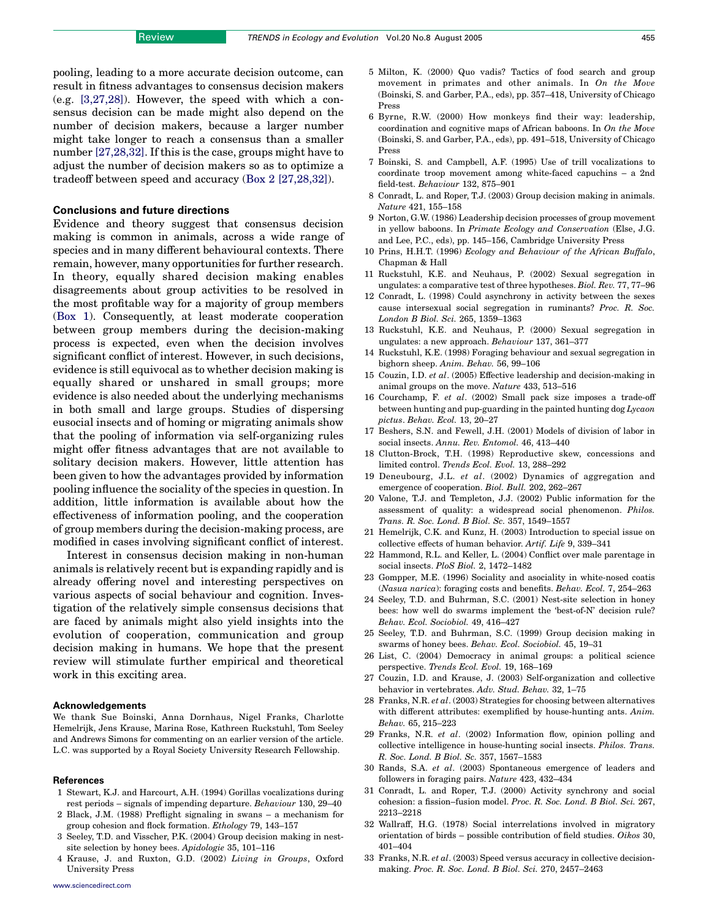pooling, leading to a more accurate decision outcome, can result in fitness advantages to consensus decision makers (e.g. [3,27,28]). However, the speed with which a consensus decision can be made might also depend on the number of decision makers, because a larger number might take longer to reach a consensus than a smaller number [27,28,32]. If this is the case, groups might have to adjust the number of decision makers so as to optimize a tradeoff between speed and accuracy (Box 2 [27,28,32]).

## Conclusions and future directions

Evidence and theory suggest that consensus decision making is common in animals, across a wide range of species and in many different behavioural contexts. There remain, however, many opportunities for further research. In theory, equally shared decision making enables disagreements about group activities to be resolved in the most profitable way for a majority of group members (Box 1). Consequently, at least moderate cooperation between group members during the decision-making process is expected, even when the decision involves significant conflict of interest. However, in such decisions, evidence is still equivocal as to whether decision making is equally shared or unshared in small groups; more evidence is also needed about the underlying mechanisms in both small and large groups. Studies of dispersing eusocial insects and of homing or migrating animals show that the pooling of information via self-organizing rules might offer fitness advantages that are not available to solitary decision makers. However, little attention has been given to how the advantages provided by information pooling influence the sociality of the species in question. In addition, little information is available about how the effectiveness of information pooling, and the cooperation of group members during the decision-making process, are modified in cases involving significant conflict of interest.

Interest in consensus decision making in non-human animals is relatively recent but is expanding rapidly and is already offering novel and interesting perspectives on various aspects of social behaviour and cognition. Investigation of the relatively simple consensus decisions that are faced by animals might also yield insights into the evolution of cooperation, communication and group decision making in humans. We hope that the present review will stimulate further empirical and theoretical work in this exciting area.

### Acknowledgements

We thank Sue Boinski, Anna Dornhaus, Nigel Franks, Charlotte Hemelrijk, Jens Krause, Marina Rose, Kathreen Ruckstuhl, Tom Seeley and Andrews Simons for commenting on an earlier version of the article. L.C. was supported by a Royal Society University Research Fellowship.

### References

1 Stewart, K.J. and Harcourt, A.H. (1994) Gorillas vocalizations during rest periods – signals of impending departure. *Behaviour* 130, 29–40

2 Black, J.M. (1988) Preflight signaling in swans – a mechanism for group cohesion and flock formation. *Ethology* 79, 143–157

3 Seeley, T.D. and Visscher, P.K. (2004) Group decision making in nest-site selection by honey bees. *Apidologie* 35, 101–116

4 Krause, J. and Ruxton, G.D. (2002) *Living in Groups*, Oxford University Press

5 Milton, K. (2000) Quo vadis? Tactics of food search and group movement in primates and other animals. In *On the Move* (Boinski, S. and Garber, P.A., eds), pp. 357–418, University of Chicago Press

6 Byrne, R.W. (2000) How monkeys find their way: leadership, coordination and cognitive maps of African baboons. In *On the Move* (Boinski, S. and Garber, P.A., eds), pp. 491–518, University of Chicago Press

7 Boinski, S. and Campbell, A.F. (1995) Use of trill vocalizations to coordinate troop movement among white-faced capuchins – a 2nd field-test. *Behaviour* 132, 875–901

8 Conradt, L. and Roper, T.J. (2003) Group decision making in animals. *Nature* 421, 155–158

9 Norton, G.W. (1986) Leadership decision processes of group movement in yellow baboons. In *Primate Ecology and Conservation* (Else, J.G. and Lee, P.C., eds), pp. 145–156, Cambridge University Press

10 Prins, H.H.T. (1996) *Ecology and Behaviour of the African Buffalo*, Chapman & Hall

11 Ruckstuhl, K.E. and Neuhaus, P. (2002) Sexual segregation in ungulates: a comparative test of three hypotheses. *Biol. Rev.* 77, 77–96

12 Conradt, L. (1998) Could asynchrony in activity between the sexes cause intersexual social segregation in ruminants? *Proc. R. Soc. London B Biol. Sci.* 265, 1359–1363

13 Ruckstuhl, K.E. and Neuhaus, P. (2000) Sexual segregation in ungulates: a new approach. *Behaviour* 137, 361–377

14 Ruckstuhl, K.E. (1998) Foraging behaviour and sexual segregation in bighorn sheep. *Anim. Behav.* 56, 99–106

15 Couzin, I.D. *et al*. (2005) Effective leadership and decision-making in animal groups on the move. *Nature* 433, 513–516

16 Courchamp, F. *et al*. (2002) Small pack size imposes a trade-off between hunting and pup-guarding in the painted hunting dog *Lycaon pictus*. *Behav. Ecol.* 13, 20–27

17 Beshers, S.N. and Fewell, J.H. (2001) Models of division of labor in social insects. *Annu. Rev. Entomol.* 46, 413–440

18 Clutton-Brock, T.H. (1998) Reproductive skew, concessions and limited control. *Trends Ecol. Evol.* 13, 288–292

19 Deneubourg, J.L. *et al*. (2002) Dynamics of aggregation and emergence of cooperation. *Biol. Bull.* 202, 262–267

20 Valone, T.J. and Templeton, J.J. (2002) Public information for the assessment of quality: a widespread social phenomenon. *Philos. Trans. R. Soc. Lond. B Biol. Sc.* 357, 1549–1557

21 Hemelrijk, C.K. and Kunz, H. (2003) Introduction to special issue on collective effects of human behavior. *Artif. Life* 9, 339–341

22 Hammond, R.L. and Keller, L. (2004) Conflict over male parentage in social insects. *PloS Biol.* 2, 1472–1482

23 Gompper, M.E. (1996) Sociality and asociality in white-nosed coatis (*Nasua narica*): foraging costs and benefits. *Behav. Ecol.* 7, 254–263

24 Seeley, T.D. and Buhrman, S.C. (2001) Nest-site selection in honey bees: how well do swarms implement the 'best-of-N' decision rule? *Behav. Ecol. Sociobiol.* 49, 416–427

25 Seeley, T.D. and Buhrman, S.C. (1999) Group decision making in swarms of honey bees. *Behav. Ecol. Sociobiol.* 45, 19–31

26 List, C. (2004) Democracy in animal groups: a political science perspective. *Trends Ecol. Evol.* 19, 168–169

27 Couzin, I.D. and Krause, J. (2003) Self-organization and collective behavior in vertebrates. *Adv. Stud. Behav.* 32, 1–75

28 Franks, N.R. *et al*. (2003) Strategies for choosing between alternatives with different attributes: exemplified by house-hunting ants. *Anim. Behav.* 65, 215–223

29 Franks, N.R. *et al*. (2002) Information flow, opinion polling and collective intelligence in house-hunting social insects. *Philos. Trans. R. Soc. Lond. B Biol. Sc.* 357, 1567–1583

30 Rands, S.A. *et al*. (2003) Spontaneous emergence of leaders and followers in foraging pairs. *Nature* 423, 432–434

31 Conradt, L. and Roper, T.J. (2000) Activity synchrony and social cohesion: a fission–fusion model. *Proc. R. Soc. Lond. B Biol. Sci.* 267, 2213–2218

32 Wallraff, H.G. (1978) Social interrelations involved in migratory orientation of birds – possible contribution of field studies. *Oikos* 30, 401–404

33 Franks, N.R. *et al*. (2003) Speed versus accuracy in collective decision-making. *Proc. R. Soc. Lond. B Biol. Sci.* 270, 2457–2463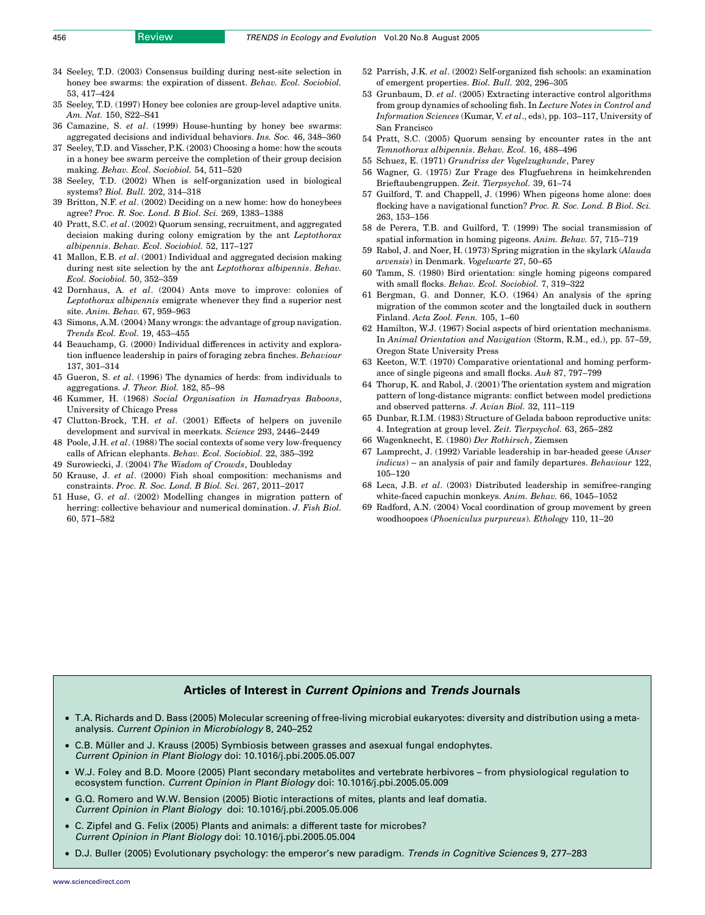34 Seeley, T.D. (2003) Consensus building during nest-site selection in honey bee swarms: the expiration of dissent. *Behav. Ecol. Sociobiol.* 53, 417–424

35 Seeley, T.D. (1997) Honey bee colonies are group-level adaptive units. *Am. Nat.* 150, S22–S41

36 Camazine, S. *et al*. (1999) House-hunting by honey bee swarms: aggregated decisions and individual behaviors. *Ins. Soc.* 46, 348–360

37 Seeley, T.D. and Visscher, P.K. (2003) Choosing a home: how the scouts in a honey bee swarm perceive the completion of their group decision making. *Behav. Ecol. Sociobiol.* 54, 511–520

38 Seeley, T.D. (2002) When is self-organization used in biological systems? *Biol. Bull.* 202, 314–318

39 Britton, N.F. *et al*. (2002) Deciding on a new home: how do honeybees agree? *Proc. R. Soc. Lond. B Biol. Sci.* 269, 1383–1388

40 Pratt, S.C. *et al*. (2002) Quorum sensing, recruitment, and aggregated decision making during colony emigration by the ant *Leptothorax albipennis*. *Behav. Ecol. Sociobiol.* 52, 117–127

41 Mallon, E.B. *et al*. (2001) Individual and aggregated decision making during nest site selection by the ant *Leptothorax albipennis*. *Behav. Ecol. Sociobiol.* 50, 352–359

42 Dornhaus, A. *et al*. (2004) Ants move to improve: colonies of *Leptothorax albipennis* emigrate whenever they find a superior nest site. *Anim. Behav.* 67, 959–963

43 Simons, A.M. (2004) Many wrongs: the advantage of group navigation. *Trends Ecol. Evol.* 19, 453–455

44 Beauchamp, G. (2000) Individual differences in activity and exploration influence leadership in pairs of foraging zebra finches. *Behaviour* 137, 301–314

45 Gueron, S. *et al*. (1996) The dynamics of herds: from individuals to aggregations. *J. Theor. Biol.* 182, 85–98

46 Kummer, H. (1968) *Social Organisation in Hamadryas Baboons*, University of Chicago Press

47 Clutton-Brock, T.H. *et al*. (2001) Effects of helpers on juvenile development and survival in meerkats. *Science* 293, 2446–2449

48 Poole, J.H. *et al*. (1988) The social contexts of some very low-frequency calls of African elephants. *Behav. Ecol. Sociobiol.* 22, 385–392

49 Surowiecki, J. (2004) *The Wisdom of Crowds*, Doubleday

50 Krause, J. *et al*. (2000) Fish shoal composition: mechanisms and constraints. *Proc. R. Soc. Lond. B Biol. Sci.* 267, 2011–2017

51 Huse, G. *et al*. (2002) Modelling changes in migration pattern of herring: collective behaviour and numerical domination. *J. Fish Biol.* 60, 571–582

52 Parrish, J.K. *et al*. (2002) Self-organized fish schools: an examination of emergent properties. *Biol. Bull.* 202, 296–305

53 Grunbaum, D. *et al*. (2005) Extracting interactive control algorithms from group dynamics of schooling fish. In *Lecture Notes in Control and Information Sciences* (Kumar, V. *et al*., eds), pp. 103–117, University of San Francisco

54 Pratt, S.C. (2005) Quorum sensing by encounter rates in the ant *Temnothorax albipennis*. *Behav. Ecol.* 16, 488–496

55 Schuez, E. (1971) *Grundriss der Vogelzugkunde*, Parey

56 Wagner, G. (1975) Zur Frage des Flugfuehrens in heimkehrenden Brieftaubengruppen. *Zeit. Tierpsychol.* 39, 61–74

57 Guilford, T. and Chappell, J. (1996) When pigeons home alone: does flocking have a navigational function? *Proc. R. Soc. Lond. B Biol. Sci.* 263, 153–156

58 de Perera, T.B. and Guilford, T. (1999) The social transmission of spatial information in homing pigeons. *Anim. Behav.* 57, 715–719

59 Rabol, J. and Noer, H. (1973) Spring migration in the skylark (*Alauda arvensis*) in Denmark. *Vogelwarte* 27, 50–65

60 Tamm, S. (1980) Bird orientation: single homing pigeons compared with small flocks. *Behav. Ecol. Sociobiol.* 7, 319–322

61 Bergman, G. and Donner, K.O. (1964) An analysis of the spring migration of the common scoter and the longtailed duck in southern Finland. *Acta Zool. Fenn.* 105, 1–60

62 Hamilton, W.J. (1967) Social aspects of bird orientation mechanisms. In *Animal Orientation and Navigation* (Storm, R.M., ed.), pp. 57–59, Oregon State University Press

63 Keeton, W.T. (1970) Comparative orientational and homing performance of single pigeons and small flocks. *Auk* 87, 797–799

64 Thorup, K. and Rabol, J. (2001) The orientation system and migration pattern of long-distance migrants: conflict between model predictions and observed patterns. *J. Avian Biol.* 32, 111–119

65 Dunbar, R.I.M. (1983) Structure of Gelada baboon reproductive units: 4. Integration at group level. *Zeit. Tierpsychol.* 63, 265–282

66 Wagenknecht, E. (1980) *Der Rothirsch*, Ziemsen

67 Lamprecht, J. (1992) Variable leadership in bar-headed geese (*Anser indicus*) – an analysis of pair and family departures. *Behaviour* 122, 105–120

68 Leca, J.B. *et al*. (2003) Distributed leadership in semifree-ranging white-faced capuchin monkeys. *Anim. Behav.* 66, 1045–1052

69 Radford, A.N. (2004) Vocal coordination of group movement by green woodhoopoes (*Phoeniculus purpureus*). *Ethology* 110, 11–20

## Articles of Interest in *Current Opinions* and *Trends* Journals

- T.A. Richards and D. Bass (2005) Molecular screening of free-living microbial eukaryotes: diversity and distribution using a meta-analysis. *Current Opinion in Microbiology* 8, 240–252
- C.B. Müller and J. Krauss (2005) Symbiosis between grasses and asexual fungal endophytes. *Current Opinion in Plant Biology* doi: 10.1016/j.pbi.2005.05.007
- W.J. Foley and B.D. Moore (2005) Plant secondary metabolites and vertebrate herbivores – from physiological regulation to ecosystem function. *Current Opinion in Plant Biology* doi: 10.1016/j.pbi.2005.05.009
- G.Q. Romero and W.W. Benson (2005) Biotic interactions of mites, plants and leaf domatia. *Current Opinion in Plant Biology* doi: 10.1016/j.pbi.2005.05.006
- C. Zipfel and G. Felix (2005) Plants and animals: a different taste for microbes? *Current Opinion in Plant Biology* doi: 10.1016/j.pbi.2005.05.004
- D.J. Buller (2005) Evolutionary psychology: the emperor's new paradigm. *Trends in Cognitive Sciences* 9, 277–283